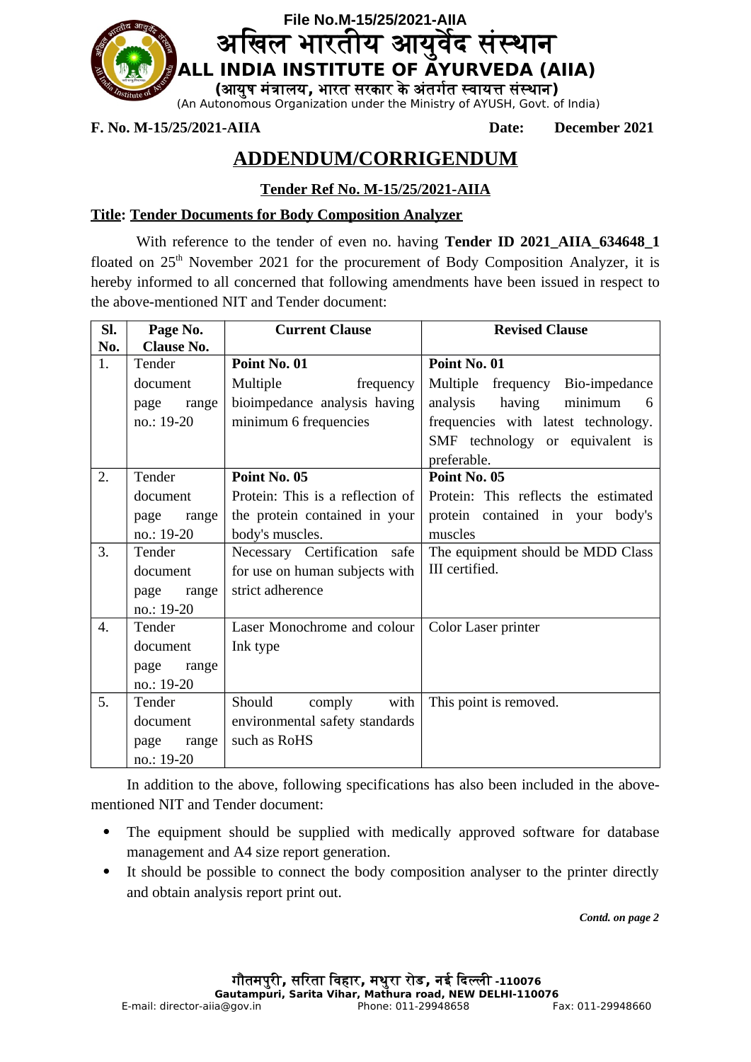File No.M-15/25/2021-AIIA

# अखिल भारतीय आयुर्वेद संस्थान

# ALL INDIA INSTITUTE OF AYURVEDA (AIIA)

**(आयुष मंत्रालय, भारत सरकार के अंतर्गत स्वायत्त संस्थान)**

(An Autonomous Organization under the Ministry of AYUSH, Govt. of India)

**F. No. M-15/25/2021-AIIA** **Date: December 2021**

## ADDENDUM/CORRIGENDUM

**Tender Ref No. M-15/25/2021-AIIA**

**Title: Tender Documents for Body Composition Analyzer**

With reference to the tender of even no. having **Tender ID 2021_AIIA_634648_1** floated on 25th November 2021 for the procurement of Body Composition Analyzer, it is hereby informed to all concerned that following amendments have been issued in respect to the above-mentioned NIT and Tender document:

| Sl. No. | Page No. Clause No. | Current Clause | Revised Clause |
|---|---|---|---|
| 1. | Tender document page range no.: 19-20 | **Point No. 01** Multiple frequency bioimpedance analysis having minimum 6 frequencies | **Point No. 01** Multiple frequency Bio-impedance analysis having minimum 6 frequencies with latest technology. SMF technology or equivalent is preferable. |
| 2. | Tender document page range no.: 19-20 | **Point No. 05** Protein: This is a reflection of the protein contained in your body's muscles. | **Point No. 05** Protein: This reflects the estimated protein contained in your body's muscles |
| 3. | Tender document page range no.: 19-20 | Necessary Certification safe for use on human subjects with strict adherence | The equipment should be MDD Class III certified. |
| 4. | Tender document page range no.: 19-20 | Laser Monochrome and colour Ink type | Color Laser printer |
| 5. | Tender document page range no.: 19-20 | Should comply with environmental safety standards such as RoHS | This point is removed. |

In addition to the above, following specifications has also been included in the above-mentioned NIT and Tender document:

- The equipment should be supplied with medically approved software for database management and A4 size report generation.
- It should be possible to connect the body composition analyser to the printer directly and obtain analysis report print out.

*Contd. on page 2*

गौतमपुरी, सरिता विहार, मथुरा रोड, नई दिल्ली -110076
Gautampuri, Sarita Vihar, Mathura road, NEW DELHI-110076
E-mail: director-aiia@gov.in Phone: 011-29948658 Fax: 011-29948660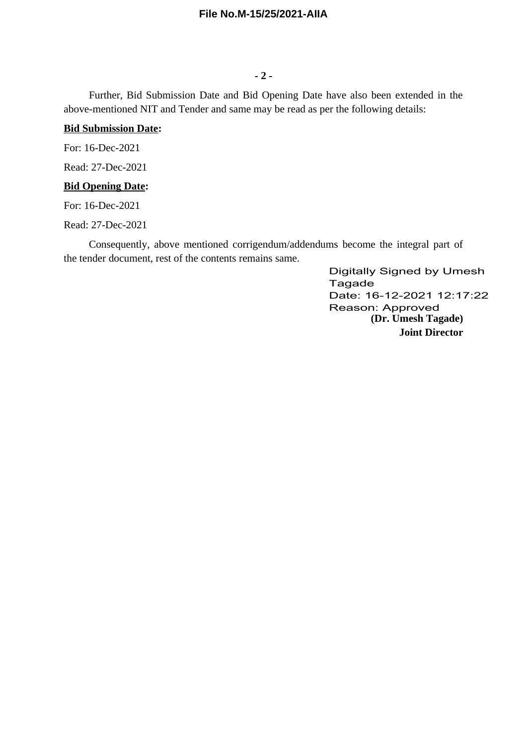Further, Bid Submission Date and Bid Opening Date have also been extended in the above-mentioned NIT and Tender and same may be read as per the following details:

**Bid Submission Date:**

For: 16-Dec-2021

Read: 27-Dec-2021

**Bid Opening Date:**

For: 16-Dec-2021

Read: 27-Dec-2021

Consequently, above mentioned corrigendum/addendums become the integral part of the tender document, rest of the contents remains same.

Digitally Signed by Umesh Tagade
Date: 16-12-2021 12:17:22
Reason: Approved

**(Dr. Umesh Tagade)**
**Joint Director**